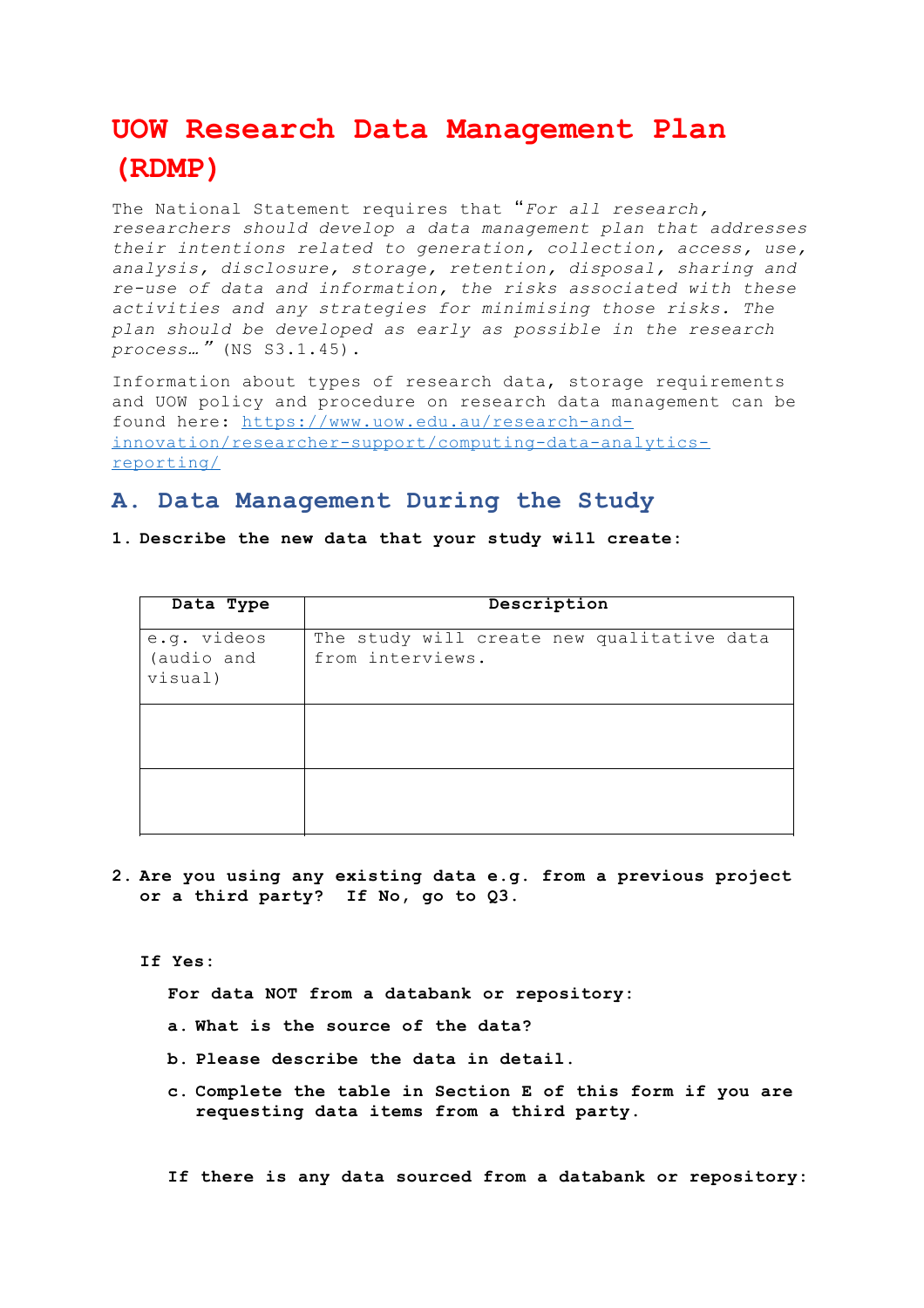# UOW Research Data Management Plan (RDMP)

The National Statement requires that "*For all research, researchers should develop a data management plan that addresses their intentions related to generation, collection, access, use, analysis, disclosure, storage, retention, disposal, sharing and re-use of data and information, the risks associated with these activities and any strategies for minimising those risks. The plan should be developed as early as possible in the research process…*" (NS S3.1.45).

Information about types of research data, storage requirements and UOW policy and procedure on research data management can be found here: [https://www.uow.edu.au/research-and-innovation/researcher-support/computing-data-analytics-reporting/](https://www.uow.edu.au/research-and-innovation/researcher-support/computing-data-analytics-reporting/)

## A. Data Management During the Study

**1. Describe the new data that your study will create:**

| Data Type | Description |
|---|---|
| e.g. videos (audio and visual) | The study will create new qualitative data from interviews. |
| | |
| | |

**2. Are you using any existing data e.g. from a previous project or a third party? If No, go to Q3.**

**If Yes:**

**For data NOT from a databank or repository:**

**a. What is the source of the data?**

**b. Please describe the data in detail.**

**c. Complete the table in Section E of this form if you are requesting data items from a third party.**

**If there is any data sourced from a databank or repository:**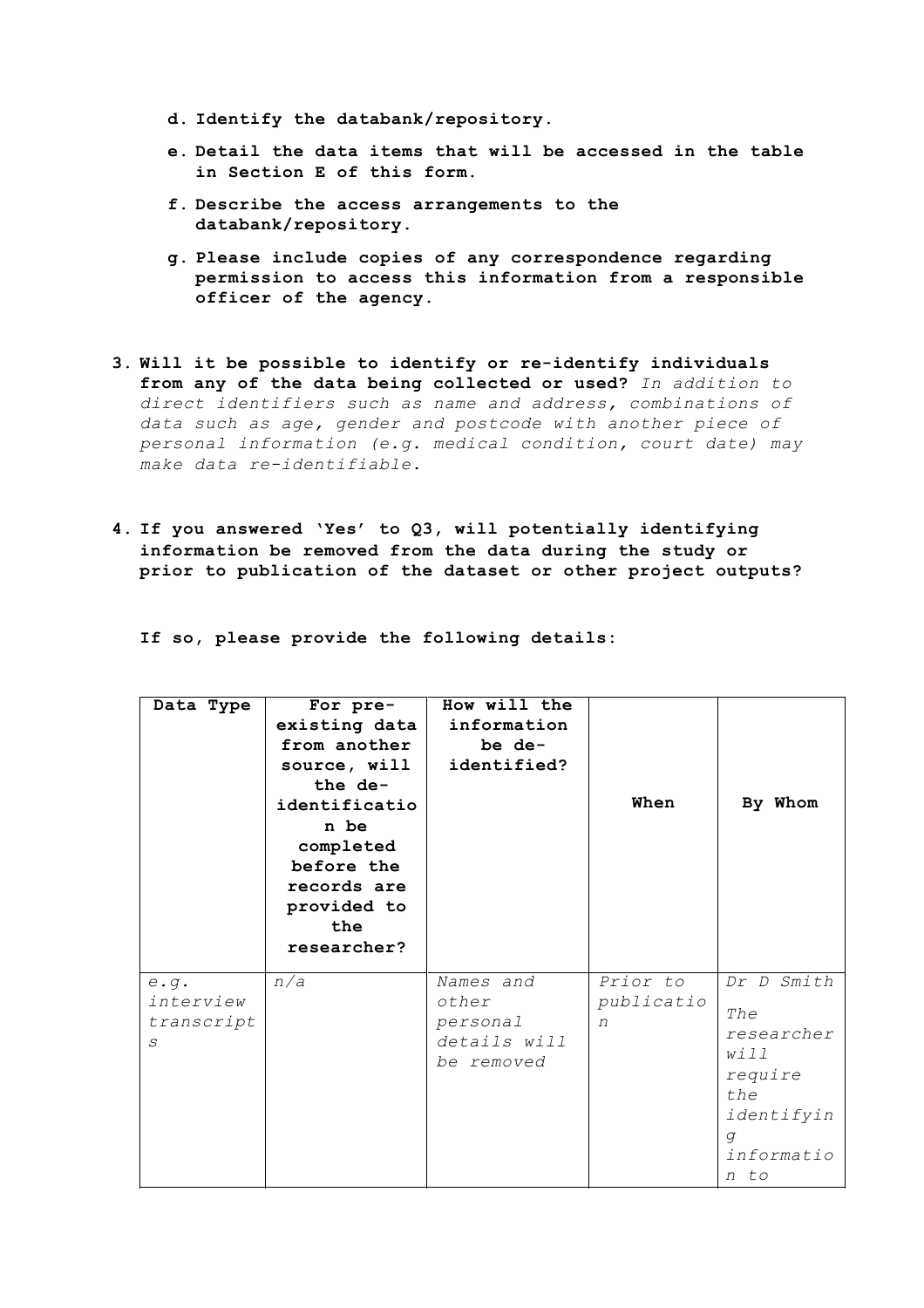d. **Identify the databank/repository.**

e. **Detail the data items that will be accessed in the table in Section E of this form.**

f. **Describe the access arrangements to the databank/repository.**

g. **Please include copies of any correspondence regarding permission to access this information from a responsible officer of the agency.**

3. **Will it be possible to identify or re-identify individuals from any of the data being collected or used?** *In addition to direct identifiers such as name and address, combinations of data such as age, gender and postcode with another piece of personal information (e.g. medical condition, court date) may make data re-identifiable.*

4. **If you answered 'Yes' to Q3, will potentially identifying information be removed from the data during the study or prior to publication of the dataset or other project outputs?**

**If so, please provide the following details:**

| Data Type | For pre-existing data from another source, will the de-identification be completed before the records are provided to the researcher? | How will the information be de-identified? | When | By Whom |
|---|---|---|---|---|
| *e.g. interview transcripts* | *n/a* | *Names and other personal details will be removed* | *Prior to publication* | *Dr D Smith The researcher will require the identifying information to* |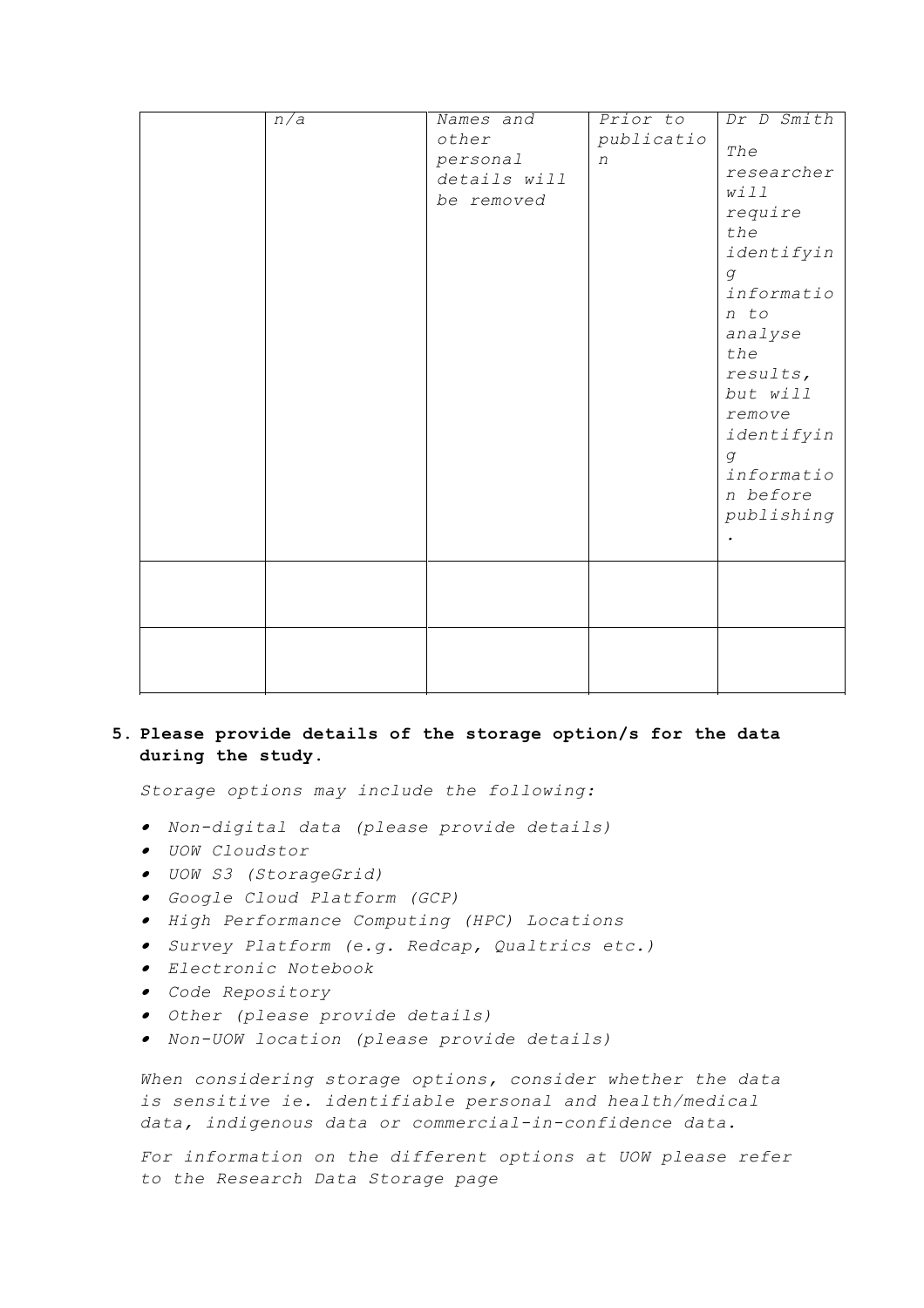| | | | | |
|---|---|---|---|---|
| | *n/a* | *Names and other personal details will be removed* | *Prior to publication* | *Dr D Smith*<br><br>*The researcher will require the identifying information to analyse the results, but will remove identifying information before publishing.* |
| | | | | |
| | | | | |

5. **Please provide details of the storage option/s for the data during the study.**

   *Storage options may include the following:*

   - *Non-digital data (please provide details)*
   - *UOW Cloudstor*
   - *UOW S3 (StorageGrid)*
   - *Google Cloud Platform (GCP)*
   - *High Performance Computing (HPC) Locations*
   - *Survey Platform (e.g. Redcap, Qualtrics etc.)*
   - *Electronic Notebook*
   - *Code Repository*
   - *Other (please provide details)*
   - *Non-UOW location (please provide details)*

   *When considering storage options, consider whether the data is sensitive ie. identifiable personal and health/medical data, indigenous data or commercial-in-confidence data.*

   *For information on the different options at UOW please refer to the Research Data Storage page*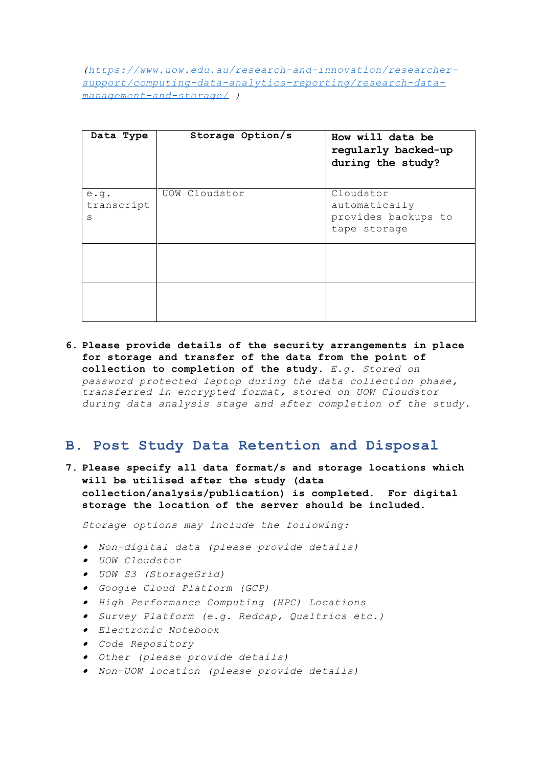*([https://www.uow.edu.au/research-and-innovation/researcher-support/computing-data-analytics-reporting/research-data-management-and-storage/](https://www.uow.edu.au/research-and-innovation/researcher-support/computing-data-analytics-reporting/research-data-management-and-storage/) )*

| Data Type | Storage Option/s | How will data be regularly backed-up during the study? |
| --- | --- | --- |
| e.g. transcripts | UOW Cloudstor | Cloudstor automatically provides backups to tape storage |
| | | |
| | | |

6. **Please provide details of the security arrangements in place for storage and transfer of the data from the point of collection to completion of the study.** *E.g. Stored on password protected laptop during the data collection phase, transferred in encrypted format, stored on UOW Cloudstor during data analysis stage and after completion of the study.*

## B. Post Study Data Retention and Disposal

7. **Please specify all data format/s and storage locations which will be utilised after the study (data collection/analysis/publication) is completed. For digital storage the location of the server should be included.**

   *Storage options may include the following:*

   - *Non-digital data (please provide details)*
   - *UOW Cloudstor*
   - *UOW S3 (StorageGrid)*
   - *Google Cloud Platform (GCP)*
   - *High Performance Computing (HPC) Locations*
   - *Survey Platform (e.g. Redcap, Qualtrics etc.)*
   - *Electronic Notebook*
   - *Code Repository*
   - *Other (please provide details)*
   - *Non-UOW location (please provide details)*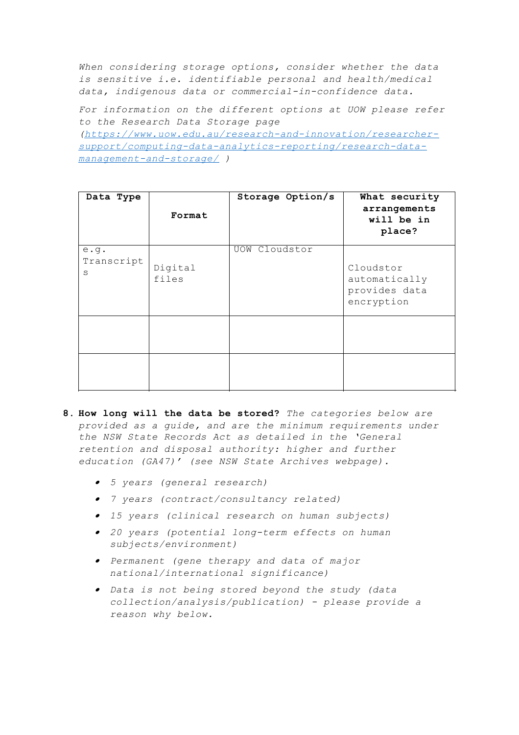*When considering storage options, consider whether the data is sensitive i.e. identifiable personal and health/medical data, indigenous data or commercial-in-confidence data.*

*For information on the different options at UOW please refer to the Research Data Storage page (https://www.uow.edu.au/research-and-innovation/researcher-support/computing-data-analytics-reporting/research-data-management-and-storage/ )*

| **Data Type** | **Format** | **Storage Option/s** | **What security arrangements will be in place?** |
|---|---|---|---|
| e.g. Transcripts | Digital files | UOW Cloudstor | Cloudstor automatically provides data encryption |
| | | | |
| | | | |

8. **How long will the data be stored?** *The categories below are provided as a guide, and are the minimum requirements under the NSW State Records Act as detailed in the 'General retention and disposal authority: higher and further education (GA47)' (see NSW State Archives webpage).*

   - *5 years (general research)*
   - *7 years (contract/consultancy related)*
   - *15 years (clinical research on human subjects)*
   - *20 years (potential long-term effects on human subjects/environment)*
   - *Permanent (gene therapy and data of major national/international significance)*
   - *Data is not being stored beyond the study (data collection/analysis/publication) - please provide a reason why below.*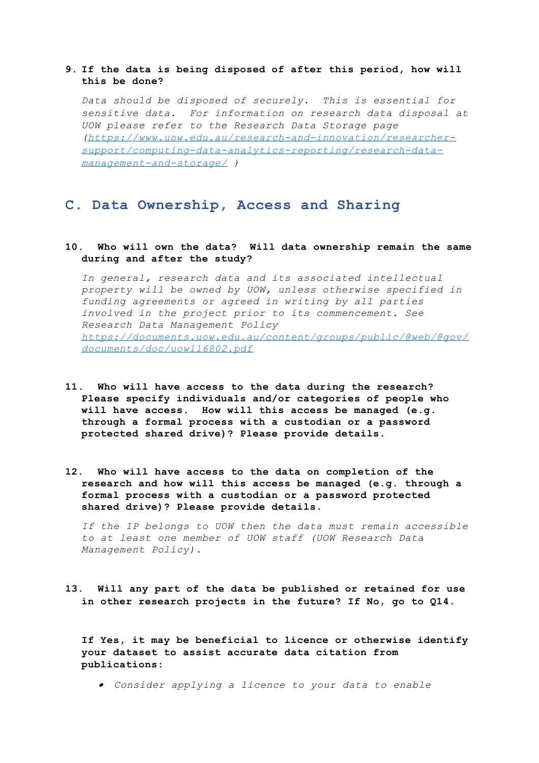**9. If the data is being disposed of after this period, how will this be done?**

*Data should be disposed of securely. This is essential for sensitive data. For information on research data disposal at UOW please refer to the Research Data Storage page ([https://www.uow.edu.au/research-and-innovation/researcher-support/computing-data-analytics-reporting/research-data-management-and-storage/](https://www.uow.edu.au/research-and-innovation/researcher-support/computing-data-analytics-reporting/research-data-management-and-storage/) )*

## C. Data Ownership, Access and Sharing

**10. Who will own the data? Will data ownership remain the same during and after the study?**

*In general, research data and its associated intellectual property will be owned by UOW, unless otherwise specified in funding agreements or agreed in writing by all parties involved in the project prior to its commencement. See Research Data Management Policy [https://documents.uow.edu.au/content/groups/public/@web/@gov/documents/doc/uow116802.pdf](https://documents.uow.edu.au/content/groups/public/@web/@gov/documents/doc/uow116802.pdf)*

**11. Who will have access to the data during the research? Please specify individuals and/or categories of people who will have access. How will this access be managed (e.g. through a formal process with a custodian or a password protected shared drive)? Please provide details.**

**12. Who will have access to the data on completion of the research and how will this access be managed (e.g. through a formal process with a custodian or a password protected shared drive)? Please provide details.**

*If the IP belongs to UOW then the data must remain accessible to at least one member of UOW staff (UOW Research Data Management Policy).*

**13. Will any part of the data be published or retained for use in other research projects in the future? If No, go to Q14.**

**If Yes, it may be beneficial to licence or otherwise identify your dataset to assist accurate data citation from publications:**

- *Consider applying a licence to your data to enable*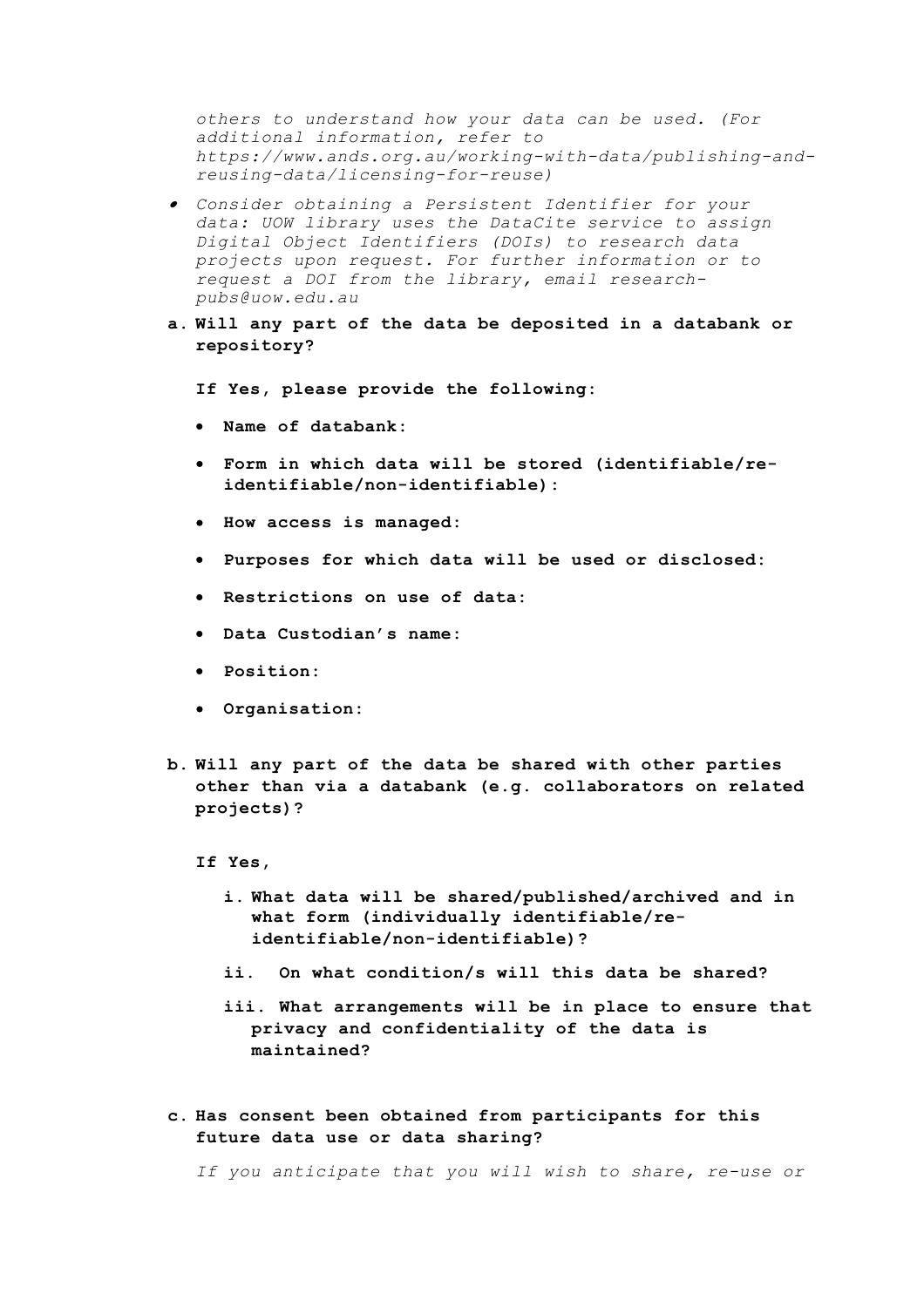*others to understand how your data can be used. (For additional information, refer to https://www.ands.org.au/working-with-data/publishing-and-reusing-data/licensing-for-reuse)*

- *Consider obtaining a Persistent Identifier for your data: UOW library uses the DataCite service to assign Digital Object Identifiers (DOIs) to research data projects upon request. For further information or to request a DOI from the library, email research-pubs@uow.edu.au*

**a. Will any part of the data be deposited in a databank or repository?**

**If Yes, please provide the following:**

- **Name of databank:**
- **Form in which data will be stored (identifiable/re-identifiable/non-identifiable):**
- **How access is managed:**
- **Purposes for which data will be used or disclosed:**
- **Restrictions on use of data:**
- **Data Custodian's name:**
- **Position:**
- **Organisation:**

**b. Will any part of the data be shared with other parties other than via a databank (e.g. collaborators on related projects)?**

**If Yes,**

**i. What data will be shared/published/archived and in what form (individually identifiable/re-identifiable/non-identifiable)?**

**ii. On what condition/s will this data be shared?**

**iii. What arrangements will be in place to ensure that privacy and confidentiality of the data is maintained?**

**c. Has consent been obtained from participants for this future data use or data sharing?**

*If you anticipate that you will wish to share, re-use or*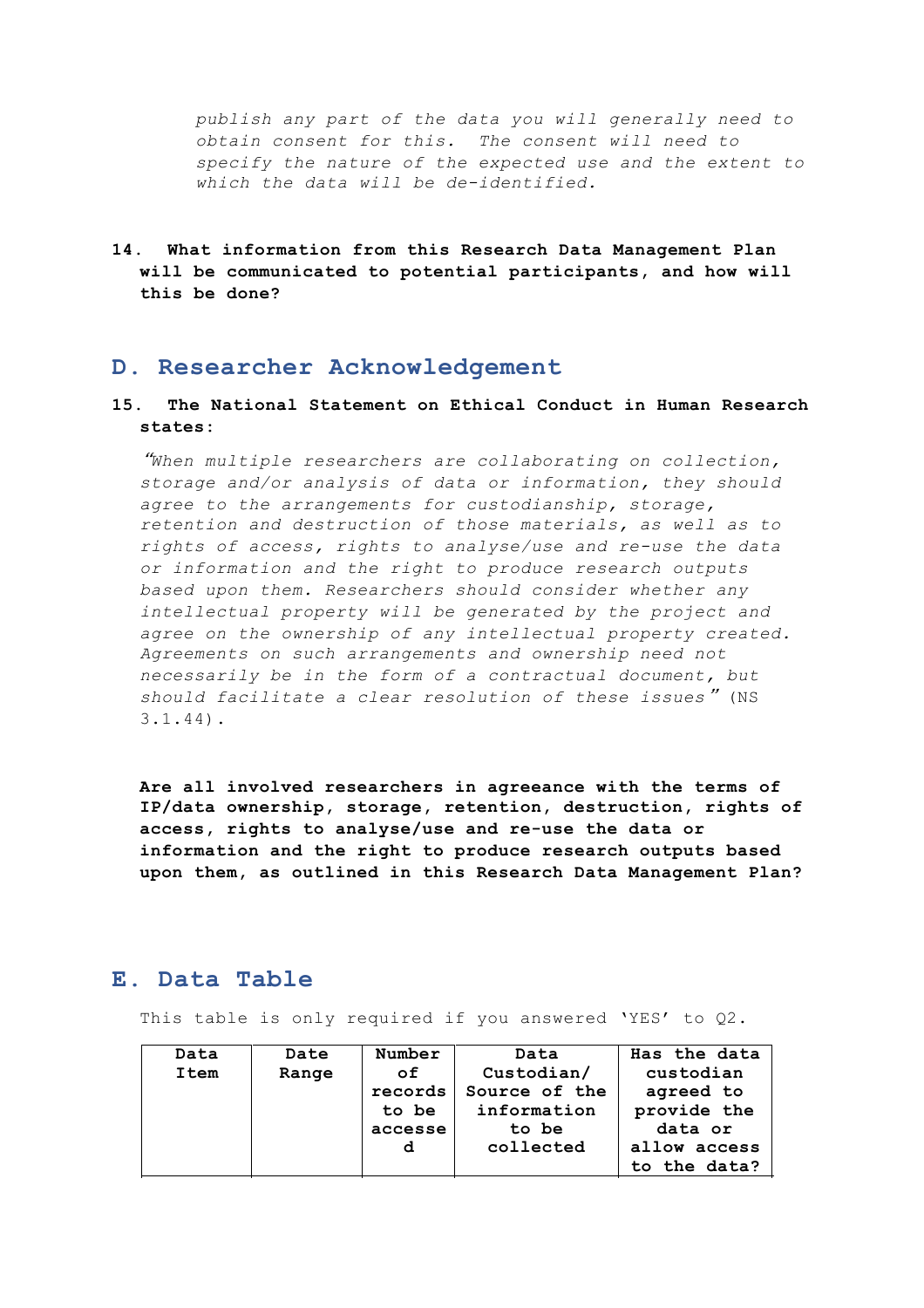*publish any part of the data you will generally need to obtain consent for this. The consent will need to specify the nature of the expected use and the extent to which the data will be de-identified.*

**14. What information from this Research Data Management Plan will be communicated to potential participants, and how will this be done?**

## D. Researcher Acknowledgement

**15. The National Statement on Ethical Conduct in Human Research states:**

*"When multiple researchers are collaborating on collection, storage and/or analysis of data or information, they should agree to the arrangements for custodianship, storage, retention and destruction of those materials, as well as to rights of access, rights to analyse/use and re-use the data or information and the right to produce research outputs based upon them. Researchers should consider whether any intellectual property will be generated by the project and agree on the ownership of any intellectual property created. Agreements on such arrangements and ownership need not necessarily be in the form of a contractual document, but should facilitate a clear resolution of these issues"* (NS 3.1.44).

**Are all involved researchers in agreeance with the terms of IP/data ownership, storage, retention, destruction, rights of access, rights to analyse/use and re-use the data or information and the right to produce research outputs based upon them, as outlined in this Research Data Management Plan?**

## E. Data Table

This table is only required if you answered 'YES' to Q2.

| Data Item | Date Range | Number of records to be accessed | Data Custodian/ Source of the information to be collected | Has the data custodian agreed to provide the data or allow access to the data? |
|---|---|---|---|---|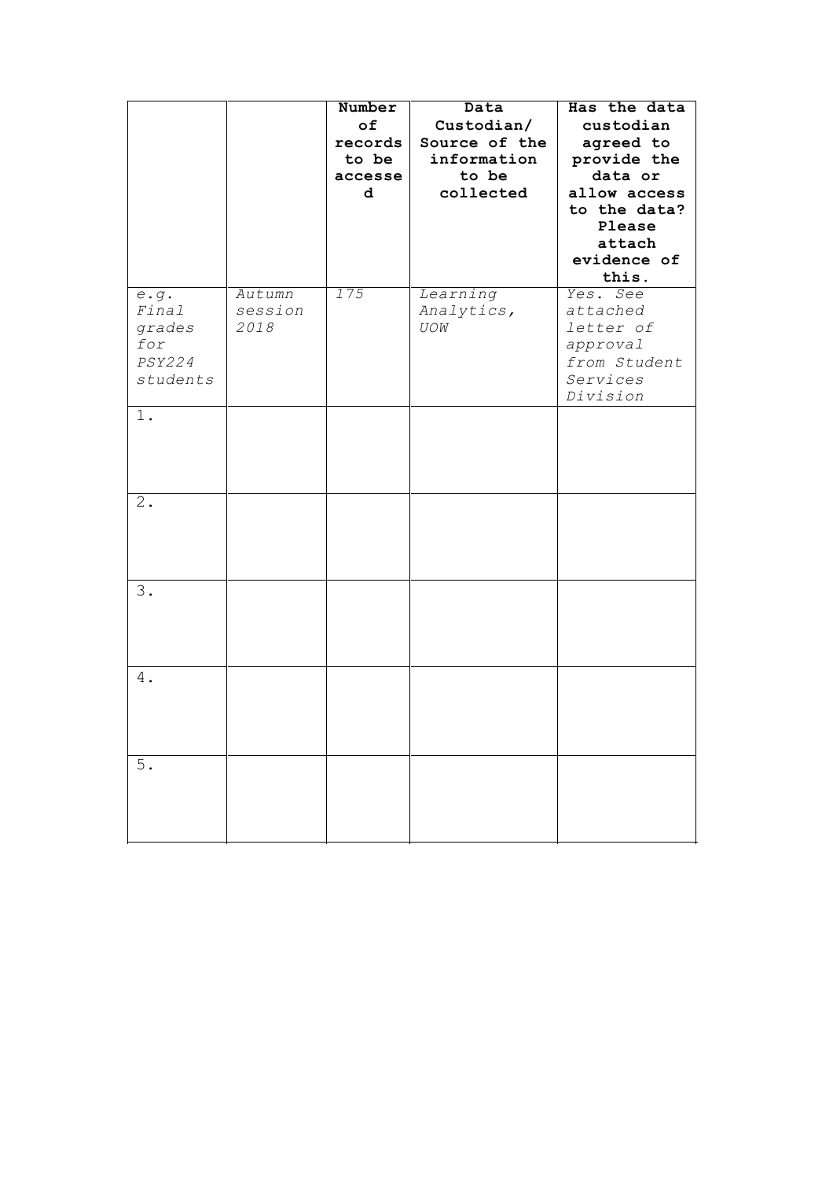| | | Number of records to be accessed | Data Custodian/ Source of the information to be collected | Has the data custodian agreed to provide the data or allow access to the data? Please attach evidence of this. |
|---|---|---|---|---|
| *e.g. Final grades for PSY224 students* | *Autumn session 2018* | *175* | *Learning Analytics, UOW* | *Yes. See attached letter of approval from Student Services Division* |
| 1. | | | | |
| 2. | | | | |
| 3. | | | | |
| 4. | | | | |
| 5. | | | | |